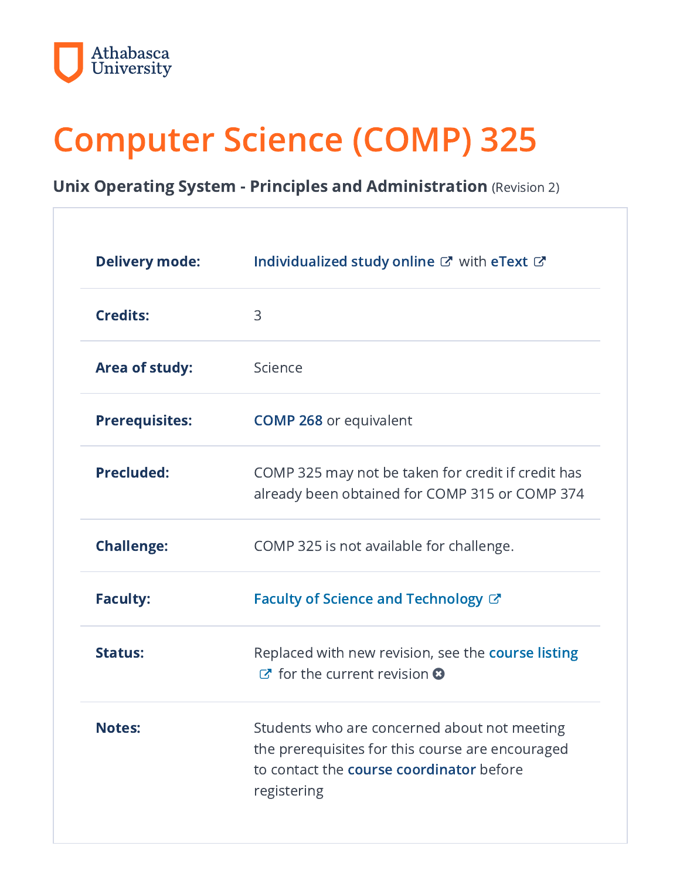Athabasca University

# Computer Science (COMP) 325

**Unix Operating System - Principles and Administration** (Revision 2)

| | |
|---|---|
| **Delivery mode:** | Individualized study online with eText |
| **Credits:** | 3 |
| **Area of study:** | Science |
| **Prerequisites:** | COMP 268 or equivalent |
| **Precluded:** | COMP 325 may not be taken for credit if credit has already been obtained for COMP 315 or COMP 374 |
| **Challenge:** | COMP 325 is not available for challenge. |
| **Faculty:** | Faculty of Science and Technology |
| **Status:** | Replaced with new revision, see the course listing for the current revision |
| **Notes:** | Students who are concerned about not meeting the prerequisites for this course are encouraged to contact the course coordinator before registering |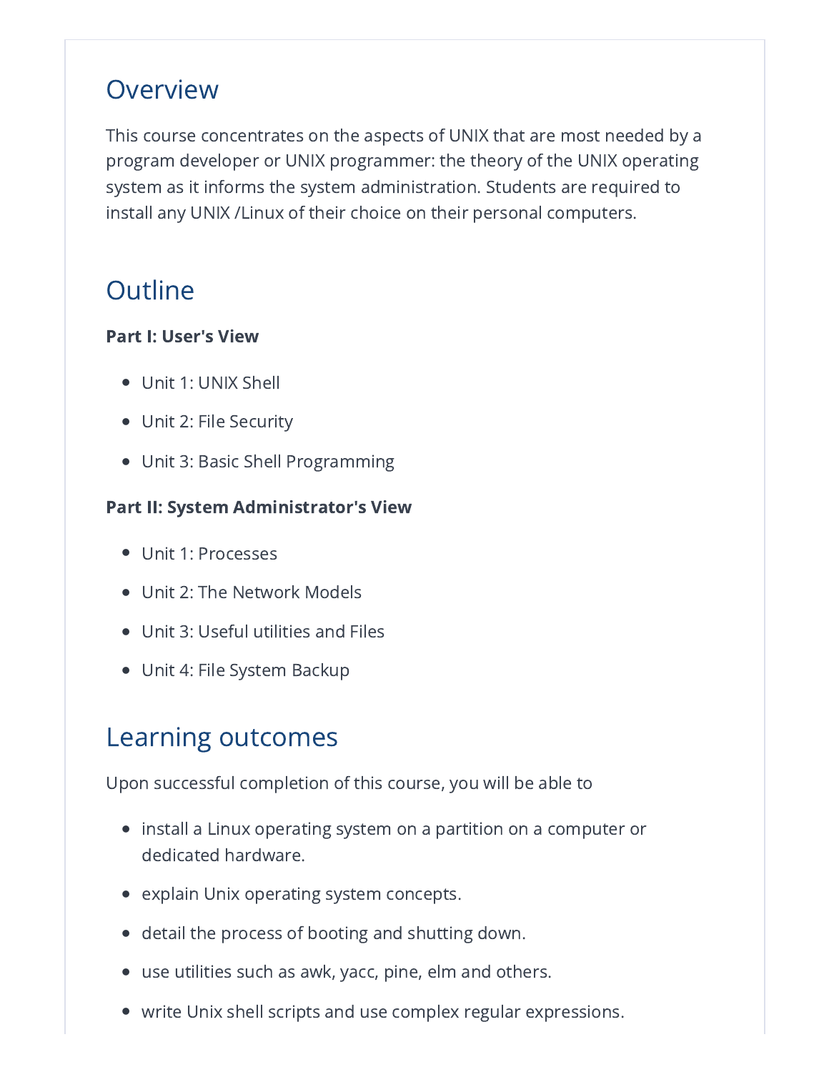## Overview

This course concentrates on the aspects of UNIX that are most needed by a program developer or UNIX programmer: the theory of the UNIX operating system as it informs the system administration. Students are required to install any UNIX /Linux of their choice on their personal computers.

## Outline

**Part I: User's View**

- Unit 1: UNIX Shell
- Unit 2: File Security
- Unit 3: Basic Shell Programming

**Part II: System Administrator's View**

- Unit 1: Processes
- Unit 2: The Network Models
- Unit 3: Useful utilities and Files
- Unit 4: File System Backup

## Learning outcomes

Upon successful completion of this course, you will be able to

- install a Linux operating system on a partition on a computer or dedicated hardware.
- explain Unix operating system concepts.
- detail the process of booting and shutting down.
- use utilities such as awk, yacc, pine, elm and others.
- write Unix shell scripts and use complex regular expressions.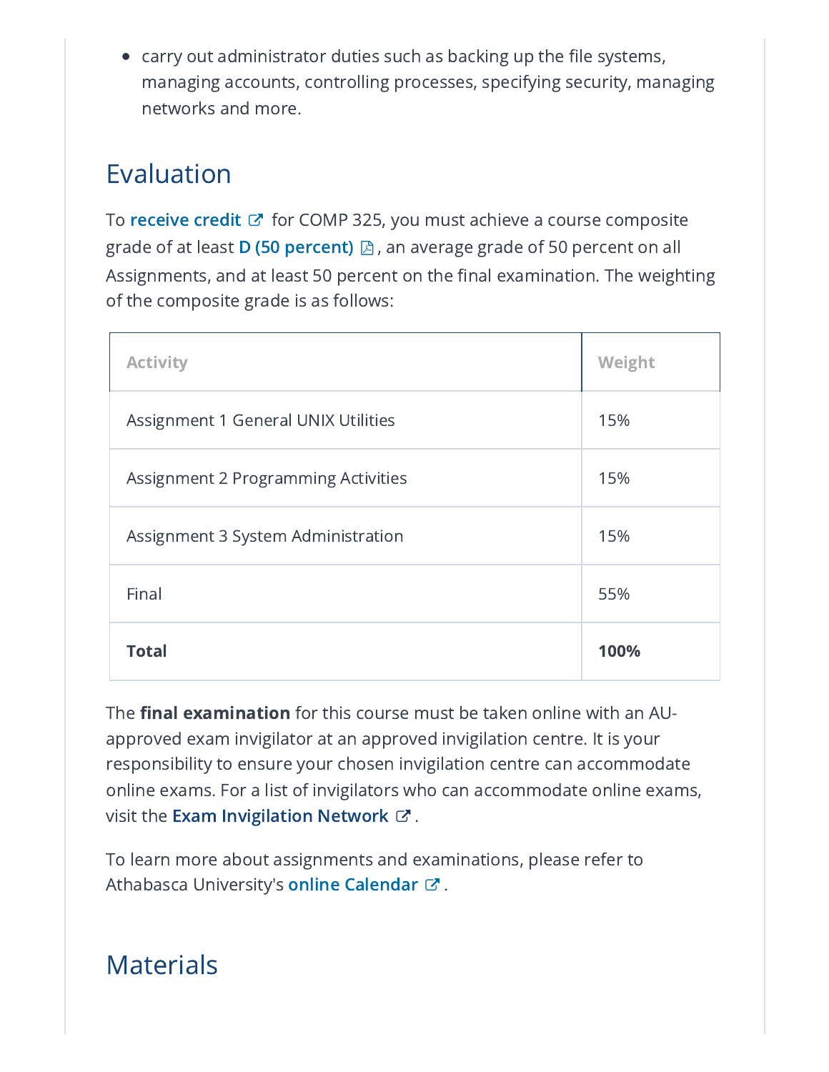- carry out administrator duties such as backing up the file systems, managing accounts, controlling processes, specifying security, managing networks and more.

## Evaluation

To **receive credit** for COMP 325, you must achieve a course composite grade of at least **D (50 percent)**, an average grade of 50 percent on all Assignments, and at least 50 percent on the final examination. The weighting of the composite grade is as follows:

| Activity | Weight |
|---|---|
| Assignment 1 General UNIX Utilities | 15% |
| Assignment 2 Programming Activities | 15% |
| Assignment 3 System Administration | 15% |
| Final | 55% |
| **Total** | **100%** |

The **final examination** for this course must be taken online with an AU-approved exam invigilator at an approved invigilation centre. It is your responsibility to ensure your chosen invigilation centre can accommodate online exams. For a list of invigilators who can accommodate online exams, visit the **Exam Invigilation Network**.

To learn more about assignments and examinations, please refer to Athabasca University's **online Calendar**.

## Materials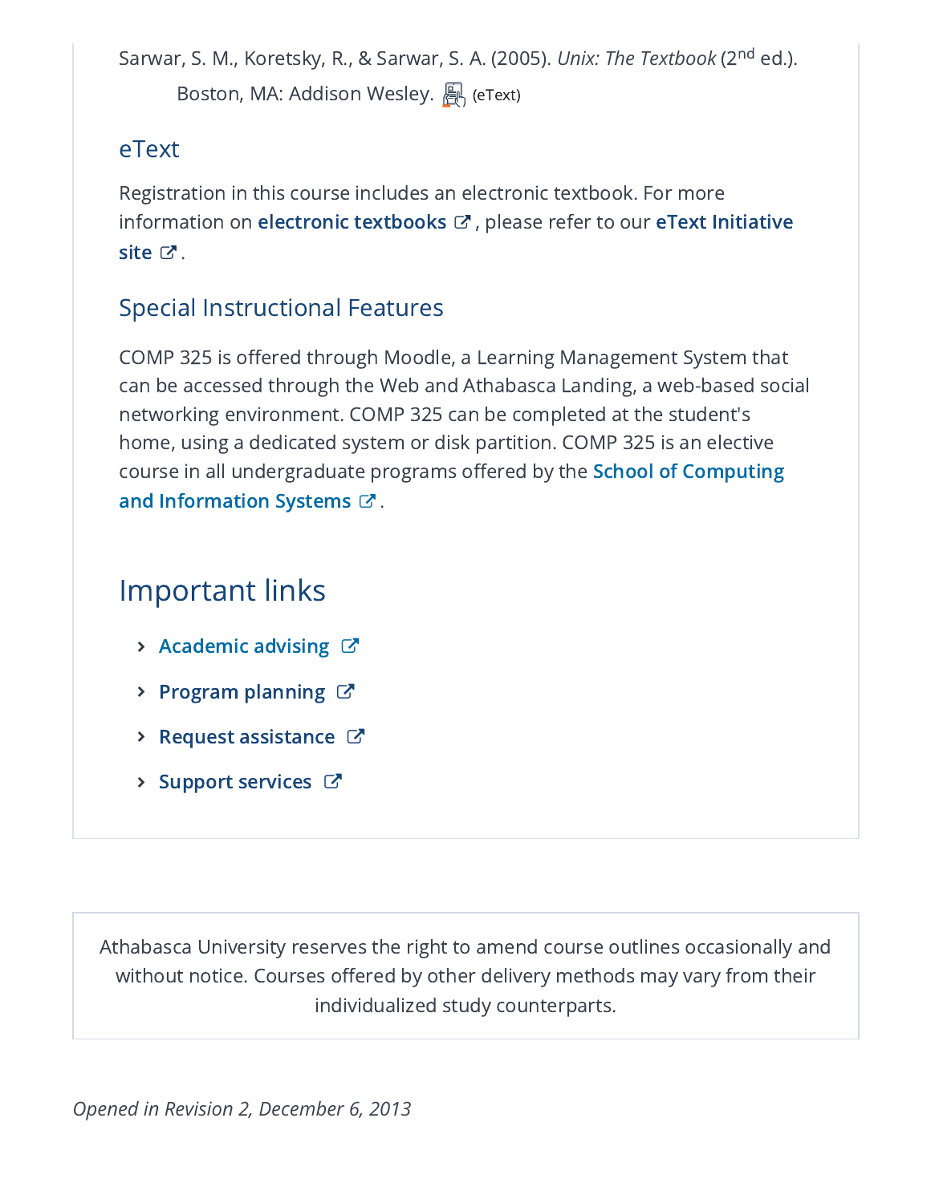Sarwar, S. M., Koretsky, R., & Sarwar, S. A. (2005). *Unix: The Textbook* (2nd ed.). Boston, MA: Addison Wesley. (eText)

### eText

Registration in this course includes an electronic textbook. For more information on **electronic textbooks**, please refer to our **eText Initiative site**.

### Special Instructional Features

COMP 325 is offered through Moodle, a Learning Management System that can be accessed through the Web and Athabasca Landing, a web-based social networking environment. COMP 325 can be completed at the student's home, using a dedicated system or disk partition. COMP 325 is an elective course in all undergraduate programs offered by the **School of Computing and Information Systems**.

## Important links

- **Academic advising**
- **Program planning**
- **Request assistance**
- **Support services**

Athabasca University reserves the right to amend course outlines occasionally and without notice. Courses offered by other delivery methods may vary from their individualized study counterparts.

*Opened in Revision 2, December 6, 2013*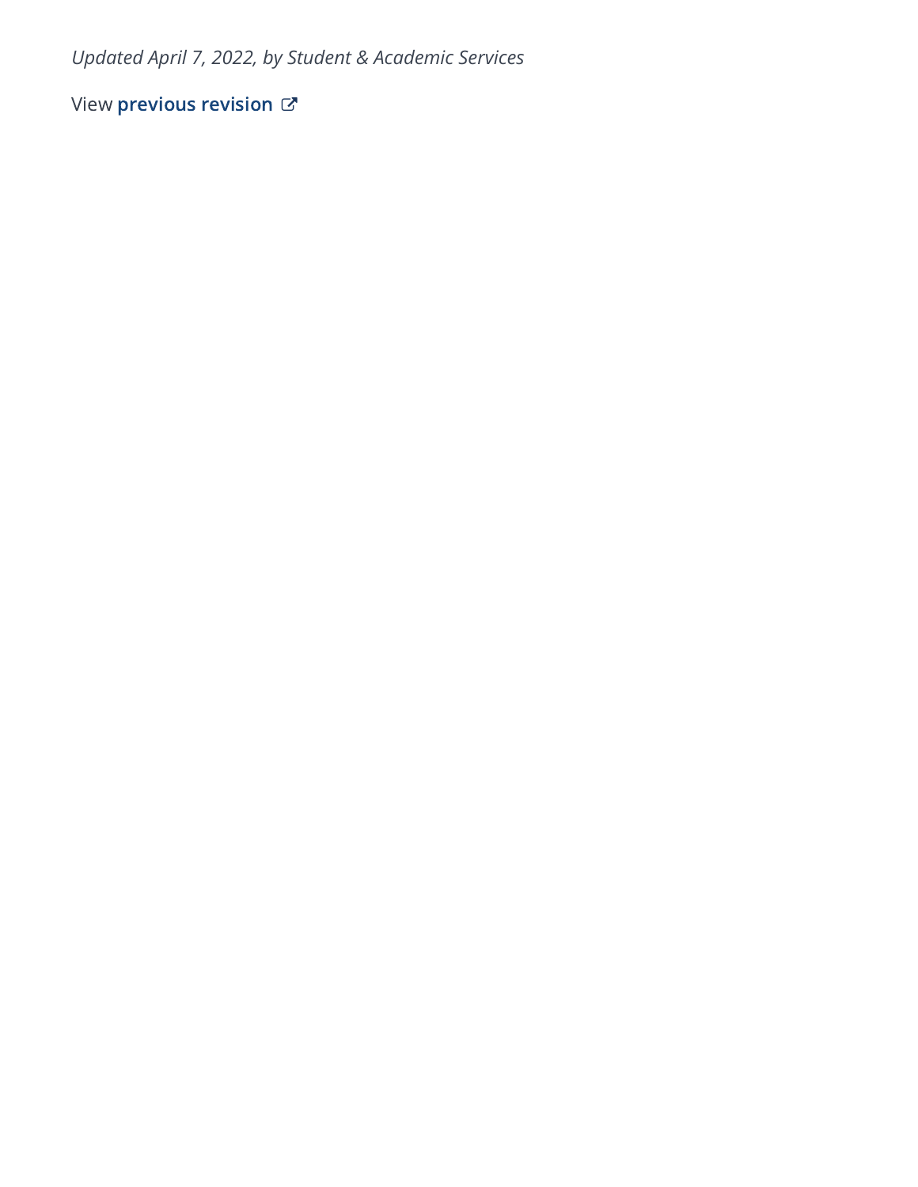*Updated April 7, 2022, by Student & Academic Services*

View **previous revision**